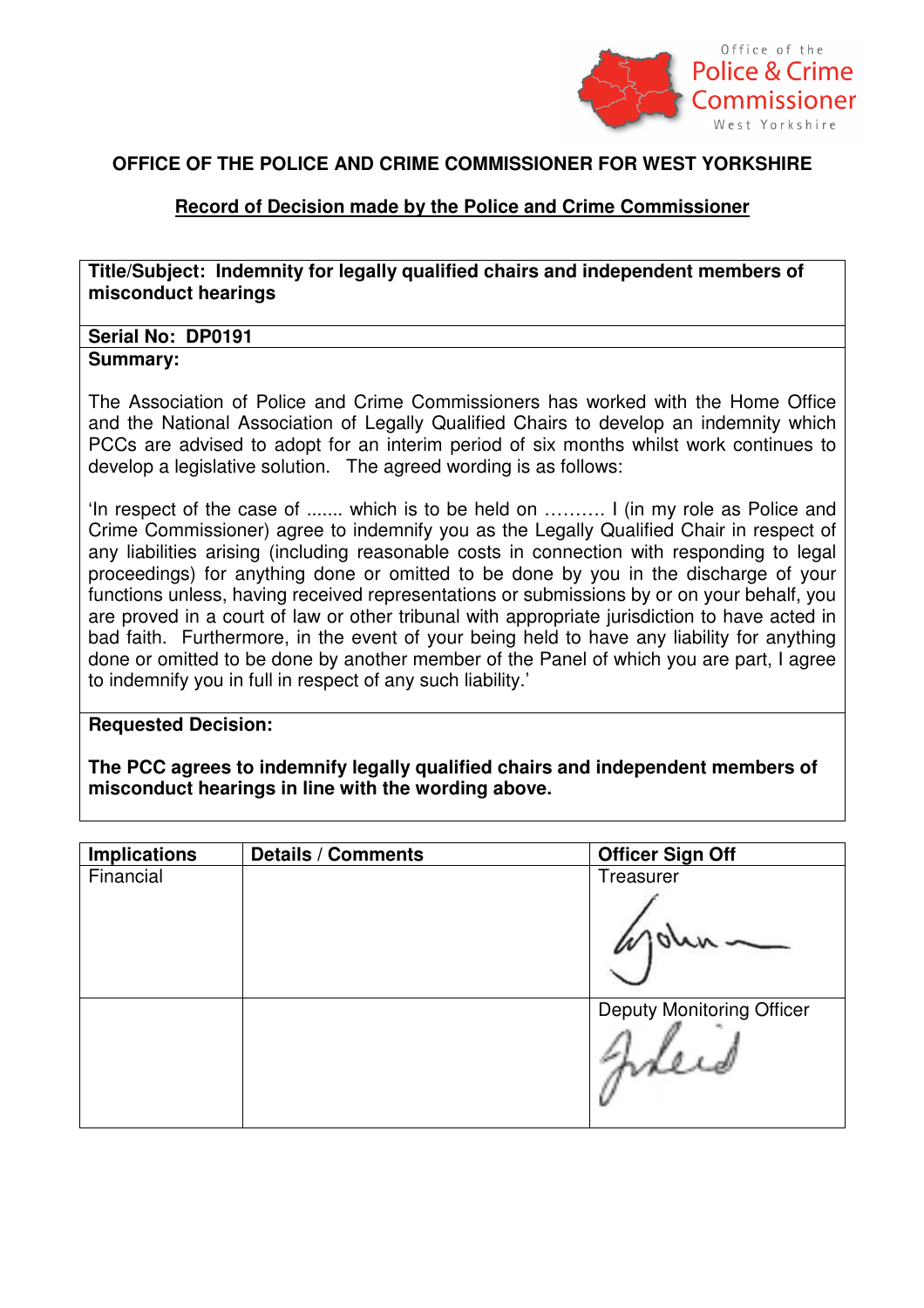# OFFICE OF THE POLICE AND CRIME COMMISSIONER FOR WEST YORKSHIRE

## Record of Decision made by the Police and Crime Commissioner

**Title/Subject: Indemnity for legally qualified chairs and independent members of misconduct hearings**

**Serial No: DP0191**

**Summary:**

The Association of Police and Crime Commissioners has worked with the Home Office and the National Association of Legally Qualified Chairs to develop an indemnity which PCCs are advised to adopt for an interim period of six months whilst work continues to develop a legislative solution. The agreed wording is as follows:

'In respect of the case of ....... which is to be held on ………. I (in my role as Police and Crime Commissioner) agree to indemnify you as the Legally Qualified Chair in respect of any liabilities arising (including reasonable costs in connection with responding to legal proceedings) for anything done or omitted to be done by you in the discharge of your functions unless, having received representations or submissions by or on your behalf, you are proved in a court of law or other tribunal with appropriate jurisdiction to have acted in bad faith. Furthermore, in the event of your being held to have any liability for anything done or omitted to be done by another member of the Panel of which you are part, I agree to indemnify you in full in respect of any such liability.'

**Requested Decision:**

**The PCC agrees to indemnify legally qualified chairs and independent members of misconduct hearings in line with the wording above.**

| Implications | Details / Comments | Officer Sign Off |
|---|---|---|
| Financial | | Treasurer [signature] |
| | | Deputy Monitoring Officer [signature] |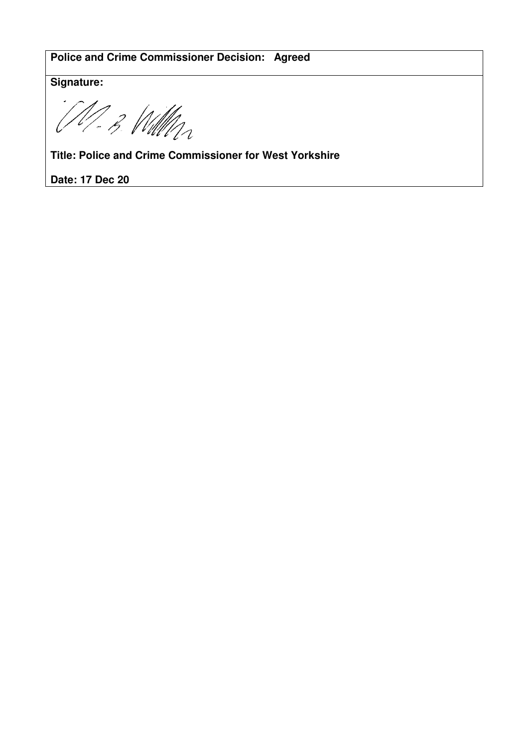**Police and Crime Commissioner Decision: Agreed**

**Signature:**

**Title: Police and Crime Commissioner for West Yorkshire**

**Date: 17 Dec 20**